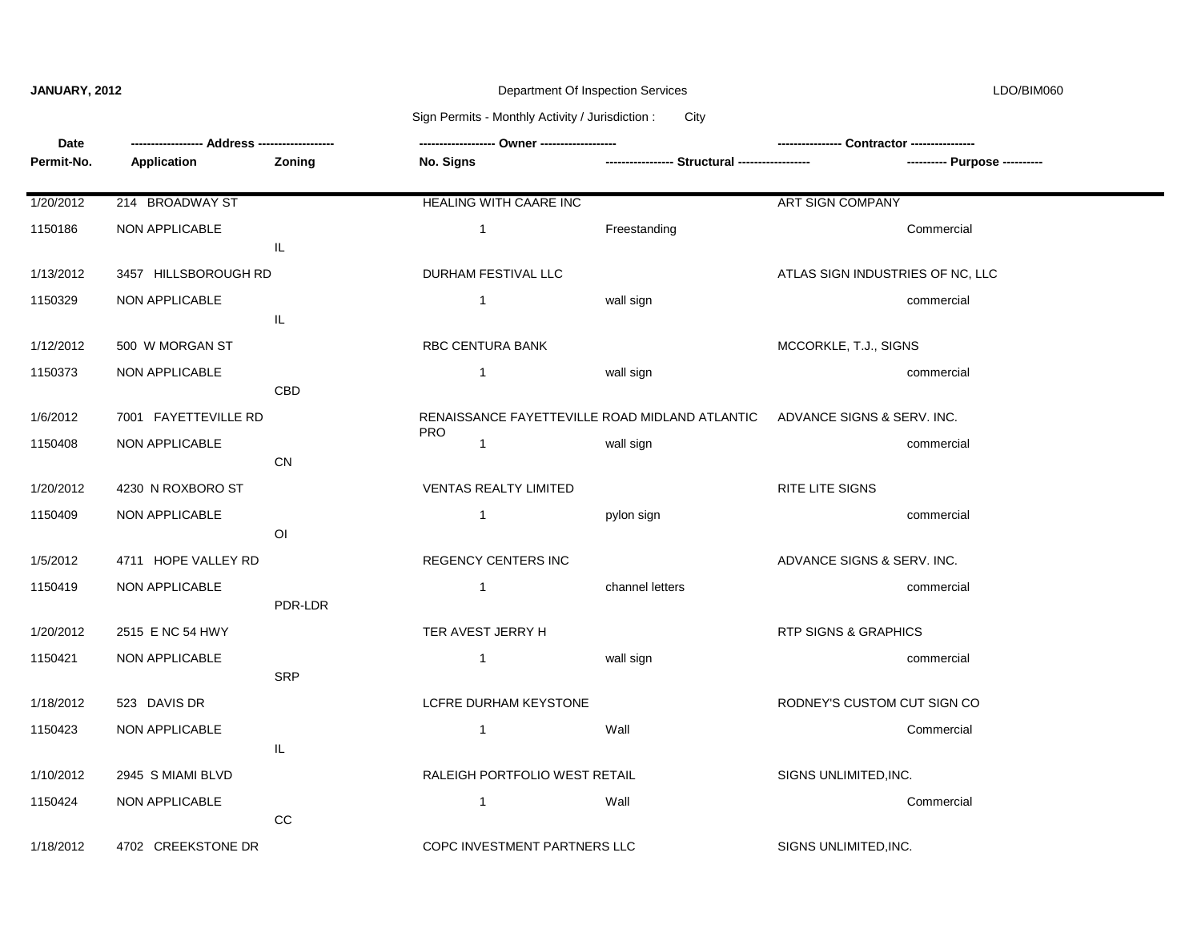**JANUARY, 2012** — Department Of Inspection Services — LDO/BIM060

Sign Permits - Monthly Activity / Jurisdiction : City

| Date / Permit-No. | Address / Application | Zoning | Owner / No. Signs | Structural | Contractor / Purpose |
|---|---|---|---|---|---|
| 1/20/2012 | 214 BROADWAY ST | | HEALING WITH CAARE INC | | ART SIGN COMPANY |
| 1150186 | NON APPLICABLE | IL | 1 | Freestanding | Commercial |
| 1/13/2012 | 3457 HILLSBOROUGH RD | | DURHAM FESTIVAL LLC | | ATLAS SIGN INDUSTRIES OF NC, LLC |
| 1150329 | NON APPLICABLE | IL | 1 | wall sign | commercial |
| 1/12/2012 | 500 W MORGAN ST | | RBC CENTURA BANK | | MCCORKLE, T.J., SIGNS |
| 1150373 | NON APPLICABLE | CBD | 1 | wall sign | commercial |
| 1/6/2012 | 7001 FAYETTEVILLE RD | | RENAISSANCE FAYETTEVILLE ROAD MIDLAND ATLANTIC PRO | | ADVANCE SIGNS & SERV. INC. |
| 1150408 | NON APPLICABLE | CN | 1 | wall sign | commercial |
| 1/20/2012 | 4230 N ROXBORO ST | | VENTAS REALTY LIMITED | | RITE LITE SIGNS |
| 1150409 | NON APPLICABLE | OI | 1 | pylon sign | commercial |
| 1/5/2012 | 4711 HOPE VALLEY RD | | REGENCY CENTERS INC | | ADVANCE SIGNS & SERV. INC. |
| 1150419 | NON APPLICABLE | PDR-LDR | 1 | channel letters | commercial |
| 1/20/2012 | 2515 E NC 54 HWY | | TER AVEST JERRY H | | RTP SIGNS & GRAPHICS |
| 1150421 | NON APPLICABLE | SRP | 1 | wall sign | commercial |
| 1/18/2012 | 523 DAVIS DR | | LCFRE DURHAM KEYSTONE | | RODNEY'S CUSTOM CUT SIGN CO |
| 1150423 | NON APPLICABLE | IL | 1 | Wall | Commercial |
| 1/10/2012 | 2945 S MIAMI BLVD | | RALEIGH PORTFOLIO WEST RETAIL | | SIGNS UNLIMITED,INC. |
| 1150424 | NON APPLICABLE | CC | 1 | Wall | Commercial |
| 1/18/2012 | 4702 CREEKSTONE DR | | COPC INVESTMENT PARTNERS LLC | | SIGNS UNLIMITED,INC. |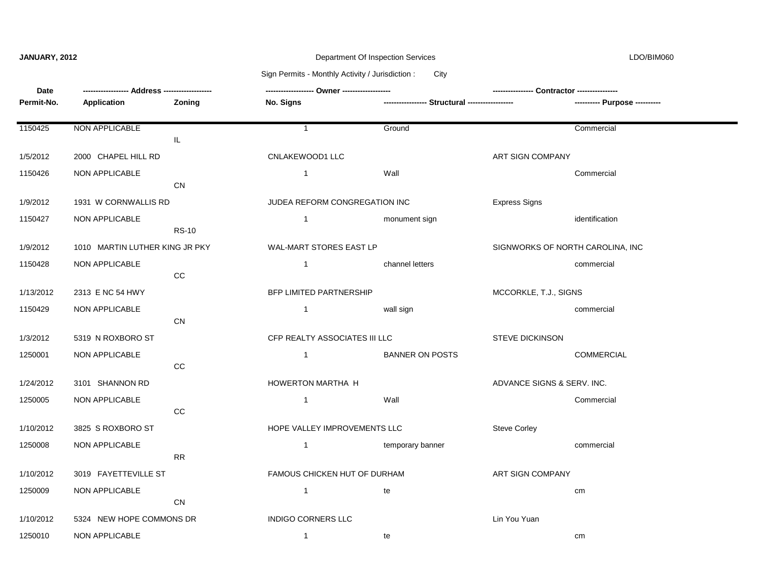Sign Permits - Monthly Activity / Jurisdiction : City

| Date | ------------------ Address ------------------ | | ------------------ Owner ------------------ | | ---------------- Contractor ---------------- | |
|---|---|---|---|---|---|---|
| **Permit-No.** | **Application** | **Zoning** | **No. Signs** | **---------------- Structural ----------------** | | **---------- Purpose ----------** |
| 1150425 | NON APPLICABLE | | 1 | Ground | | Commercial |
| | | IL | | | | |
| 1/5/2012 | 2000 CHAPEL HILL RD | | CNLAKEWOOD1 LLC | | ART SIGN COMPANY | |
| 1150426 | NON APPLICABLE | | 1 | Wall | | Commercial |
| | | CN | | | | |
| 1/9/2012 | 1931 W CORNWALLIS RD | | JUDEA REFORM CONGREGATION INC | | Express Signs | |
| 1150427 | NON APPLICABLE | | 1 | monument sign | | identification |
| | | RS-10 | | | | |
| 1/9/2012 | 1010 MARTIN LUTHER KING JR PKY | | WAL-MART STORES EAST LP | | SIGNWORKS OF NORTH CAROLINA, INC | |
| 1150428 | NON APPLICABLE | | 1 | channel letters | | commercial |
| | | CC | | | | |
| 1/13/2012 | 2313 E NC 54 HWY | | BFP LIMITED PARTNERSHIP | | MCCORKLE, T.J., SIGNS | |
| 1150429 | NON APPLICABLE | | 1 | wall sign | | commercial |
| | | CN | | | | |
| 1/3/2012 | 5319 N ROXBORO ST | | CFP REALTY ASSOCIATES III LLC | | STEVE DICKINSON | |
| 1250001 | NON APPLICABLE | | 1 | BANNER ON POSTS | | COMMERCIAL |
| | | CC | | | | |
| 1/24/2012 | 3101 SHANNON RD | | HOWERTON MARTHA H | | ADVANCE SIGNS & SERV. INC. | |
| 1250005 | NON APPLICABLE | | 1 | Wall | | Commercial |
| | | CC | | | | |
| 1/10/2012 | 3825 S ROXBORO ST | | HOPE VALLEY IMPROVEMENTS LLC | | Steve Corley | |
| 1250008 | NON APPLICABLE | | 1 | temporary banner | | commercial |
| | | RR | | | | |
| 1/10/2012 | 3019 FAYETTEVILLE ST | | FAMOUS CHICKEN HUT OF DURHAM | | ART SIGN COMPANY | |
| 1250009 | NON APPLICABLE | | 1 | te | | cm |
| | | CN | | | | |
| 1/10/2012 | 5324 NEW HOPE COMMONS DR | | INDIGO CORNERS LLC | | Lin You Yuan | |
| 1250010 | NON APPLICABLE | | 1 | te | | cm |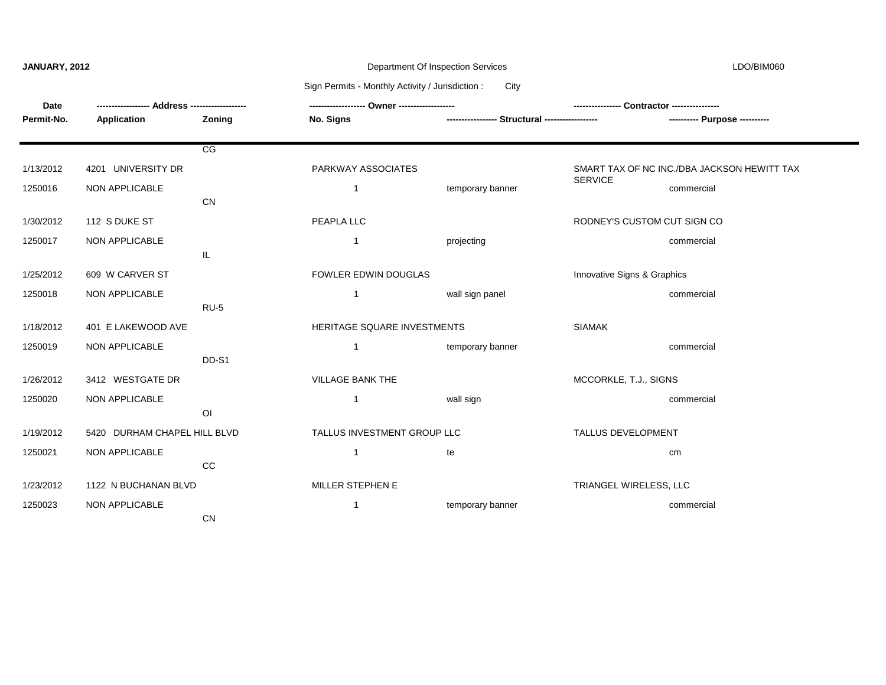| Date / Permit-No. | Address / Application | Zoning | Owner / No. Signs | Structural | Contractor / Purpose |
|---|---|---|---|---|---|
| | | CG | | | |
| 1/13/2012 | 4201 UNIVERSITY DR | | PARKWAY ASSOCIATES | | SMART TAX OF NC INC./DBA JACKSON HEWITT TAX SERVICE |
| 1250016 | NON APPLICABLE | | 1 | temporary banner | commercial |
| | | CN | | | |
| 1/30/2012 | 112 S DUKE ST | | PEAPLA LLC | | RODNEY'S CUSTOM CUT SIGN CO |
| 1250017 | NON APPLICABLE | | 1 | projecting | commercial |
| | | IL | | | |
| 1/25/2012 | 609 W CARVER ST | | FOWLER EDWIN DOUGLAS | | Innovative Signs & Graphics |
| 1250018 | NON APPLICABLE | | 1 | wall sign panel | commercial |
| | | RU-5 | | | |
| 1/18/2012 | 401 E LAKEWOOD AVE | | HERITAGE SQUARE INVESTMENTS | | SIAMAK |
| 1250019 | NON APPLICABLE | | 1 | temporary banner | commercial |
| | | DD-S1 | | | |
| 1/26/2012 | 3412 WESTGATE DR | | VILLAGE BANK THE | | MCCORKLE, T.J., SIGNS |
| 1250020 | NON APPLICABLE | | 1 | wall sign | commercial |
| | | OI | | | |
| 1/19/2012 | 5420 DURHAM CHAPEL HILL BLVD | | TALLUS INVESTMENT GROUP LLC | | TALLUS DEVELOPMENT |
| 1250021 | NON APPLICABLE | | 1 | te | cm |
| | | CC | | | |
| 1/23/2012 | 1122 N BUCHANAN BLVD | | MILLER STEPHEN E | | TRIANGEL WIRELESS, LLC |
| 1250023 | NON APPLICABLE | | 1 | temporary banner | commercial |
| | | CN | | | |